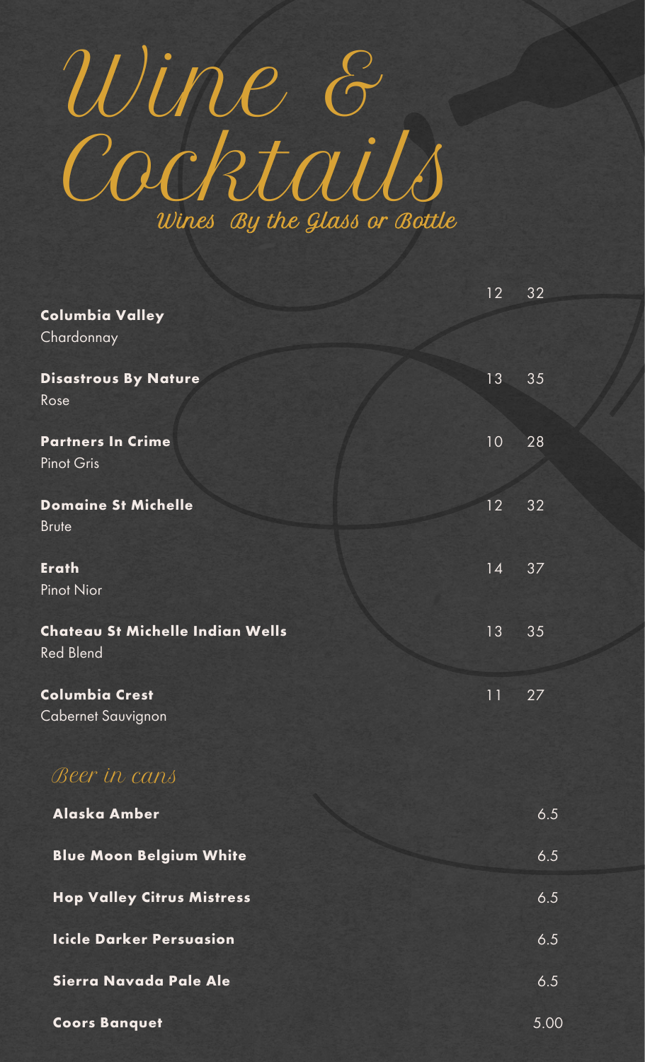# Wine & Cocktails

## Wines By the Glass or Bottle

| | Glass | Bottle |
|---|---|---|
| **Columbia Valley**<br>Chardonnay | 12 | 32 |
| **Disastrous By Nature**<br>Rose | 13 | 35 |
| **Partners In Crime**<br>Pinot Gris | 10 | 28 |
| **Domaine St Michelle**<br>Brute | 12 | 32 |
| **Erath**<br>Pinot Nior | 14 | 37 |
| **Chateau St Michelle Indian Wells**<br>Red Blend | 13 | 35 |
| **Columbia Crest**<br>Cabernet Sauvignon | 11 | 27 |

## Beer in cans

| | |
|---|---|
| **Alaska Amber** | 6.5 |
| **Blue Moon Belgium White** | 6.5 |
| **Hop Valley Citrus Mistress** | 6.5 |
| **Icicle Darker Persuasion** | 6.5 |
| **Sierra Navada Pale Ale** | 6.5 |
| **Coors Banquet** | 5.00 |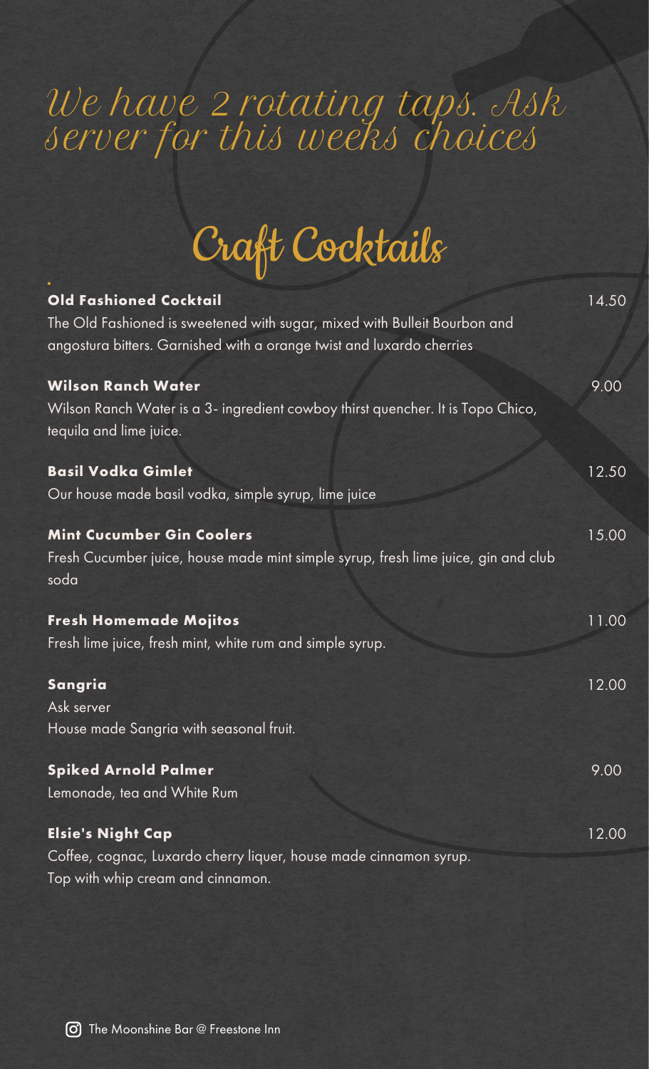*We have 2 rotating taps. Ask server for this weeks choices*

# Craft Cocktails

**Old Fashioned Cocktail** 14.50
The Old Fashioned is sweetened with sugar, mixed with Bulleit Bourbon and angostura bitters. Garnished with a orange twist and luxardo cherries

**Wilson Ranch Water** 9.00
Wilson Ranch Water is a 3- ingredient cowboy thirst quencher. It is Topo Chico, tequila and lime juice.

**Basil Vodka Gimlet** 12.50
Our house made basil vodka, simple syrup, lime juice

**Mint Cucumber Gin Coolers** 15.00
Fresh Cucumber juice, house made mint simple syrup, fresh lime juice, gin and club soda

**Fresh Homemade Mojitos** 11.00
Fresh lime juice, fresh mint, white rum and simple syrup.

**Sangria** 12.00
Ask server
House made Sangria with seasonal fruit.

**Spiked Arnold Palmer** 9.00
Lemonade, tea and White Rum

**Elsie's Night Cap** 12.00
Coffee, cognac, Luxardo cherry liquer, house made cinnamon syrup.
Top with whip cream and cinnamon.

The Moonshine Bar @ Freestone Inn